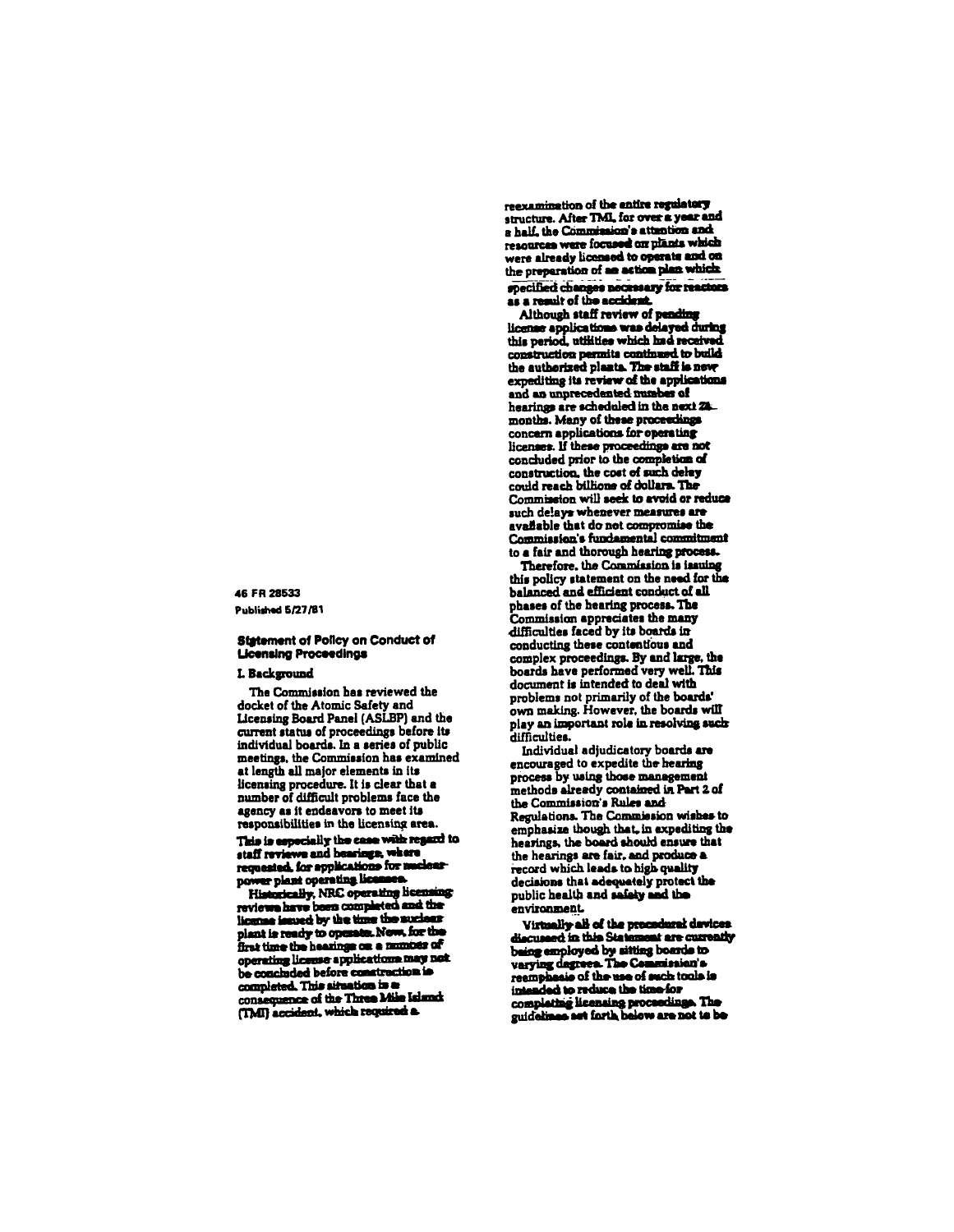46 FR 28533
Published 5/27/81

## Statement of Policy on Conduct of Licensing Proceedings

### I. Background

The Commission has reviewed the docket of the Atomic Safety and Licensing Board Panel (ASLBP) and the current status of proceedings before its individual boards. In a series of public meetings, the Commission has examined at length all major elements in its licensing procedure. It is clear that a number of difficult problems face the agency as it endeavors to meet its responsibilities in the licensing area. This is especially the case with regard to staff reviews and hearings, where requested, for applications for nuclear power plant operating licenses.

Historically, NRC operating licensing reviews have been completed and the license issued by the time the nuclear plant is ready to operate. Now, for the first time the hearings on a number of operating license applications may not be concluded before construction is completed. This situation is a consequence of the Three Mile Island (TMI) accident, which required a reexamination of the entire regulatory structure. After TMI, for over a year and a half, the Commission's attention and resources were focused on plants which were already licensed to operate and on the preparation of an action plan which specified changes necessary for reactors as a result of the accident.

Although staff review of pending license applications was delayed during this period, utilities which had received construction permits continued to build the authorized plants. The staff is now expediting its review of the applications and an unprecedented number of hearings are scheduled in the next 24 months. Many of these proceedings concern applications for operating licenses. If these proceedings are not concluded prior to the completion of construction, the cost of such delay could reach billions of dollars. The Commission will seek to avoid or reduce such delays whenever measures are available that do not compromise the Commission's fundamental commitment to a fair and thorough hearing process.

Therefore, the Commission is issuing this policy statement on the need for the balanced and efficient conduct of all phases of the hearing process. The Commission appreciates the many difficulties faced by its boards in conducting these contentious and complex proceedings. By and large, the boards have performed very well. This document is intended to deal with problems not primarily of the boards' own making. However, the boards will play an important role in resolving such difficulties.

Individual adjudicatory boards are encouraged to expedite the hearing process by using those management methods already contained in Part 2 of the Commission's Rules and Regulations. The Commission wishes to emphasize though that, in expediting the hearings, the board should ensure that the hearings are fair, and produce a record which leads to high quality decisions that adequately protect the public health and safety and the environment.

Virtually all of the procedural devices discussed in this Statement are currently being employed by sitting boards to varying degrees. The Commission's reemphasis of the use of such tools is intended to reduce the time for completing licensing proceedings. The guidelines set forth below are not to be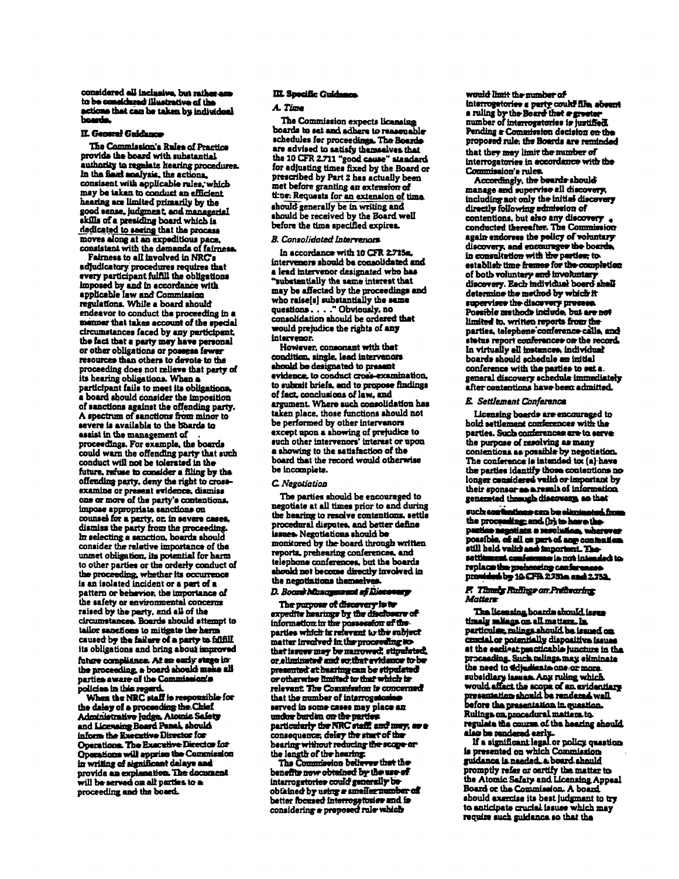considered all inclusive, but rather are to be considered illustrative of the actions that can be taken by individual boards.

## II. General Guidance

The Commission's Rules of Practice provide the board with substantial authority to regulate hearing procedures. In the final analysis, the actions, consistent with applicable rules, which may be taken to conduct an efficient hearing are limited primarily by the good sense, judgment, and managerial skills of a presiding board which is dedicated to seeing that the process moves along at an expeditious pace, consistent with the demands of fairness.

Fairness to all involved in NRC's adjudicatory procedures requires that every participant fulfill the obligations imposed by and in accordance with applicable law and Commission regulations. While a board should endeavor to conduct the proceeding in a manner that takes account of the special circumstances faced by any participant, the fact that a party may have personal or other obligations or possess fewer resources than others to devote to the proceeding does not relieve that party of its hearing obligations. When a participant fails to meet its obligations, a board should consider the imposition of sanctions against the offending party. A spectrum of sanctions from minor to severe is available to the boards to assist in the management of proceedings. For example, the boards could warn the offending party that such conduct will not be tolerated in the future, refuse to consider a filing by the offending party, deny the right to cross-examine or present evidence, dismiss one or more of the party's contentions, impose appropriate sanctions on counsel for a party, or, in severe cases, dismiss the party from the proceeding. In selecting a sanction, boards should consider the relative importance of the unmet obligation, its potential for harm to other parties or the orderly conduct of the proceeding, whether its occurrence is an isolated incident or a part of a pattern or behavior, the importance of the safety or environmental concerns raised by the party, and all of the circumstances. Boards should attempt to tailor sanctions to mitigate the harm caused by the failure of a party to fulfill its obligations and bring about improved future compliance. At an early stage in the proceeding, a board should make all parties aware of the Commission's policies in this regard.

When the NRC staff is responsible for the delay of a proceeding the Chief Administrative Judge, Atomic Safety and Licensing Board Panel, should inform the Executive Director for Operations. The Executive Director for Operations will apprise the Commission in writing of significant delays and provide an explanation. The document will be served on all parties to a proceeding and the board.

## III. Specific Guidance

### A. Time

The Commission expects licensing boards to set and adhere to reasonable schedules for proceedings. The Boards are advised to satisfy themselves that the 10 CFR 2.711 "good cause" standard for adjusting times fixed by the Board or prescribed by Part 2 has actually been met before granting an extension of time. Requests for an extension of time should generally be in writing and should be received by the Board well before the time specified expires.

### B. Consolidated Intervenors

In accordance with 10 CFR 2.715a, intervenors should be consolidated and a lead intervenor designated who has "substantially the same interest that may be affected by the proceedings and who raise[s] substantially the same questions. . . ." Obviously, no consolidation should be ordered that would prejudice the rights of any intervenor.

However, consonant with that condition, single, lead intervenors should be designated to present evidence, to conduct cross-examination, to submit briefs, and to propose findings of fact, conclusions of law, and argument. Where such consolidation has taken place, those functions should not be performed by other intervenors except upon a showing of prejudice to such other intervenors' interest or upon a showing to the satisfaction of the board that the record would otherwise be incomplete.

### C. Negotiation

The parties should be encouraged to negotiate at all times prior to and during the hearing to resolve contentions, settle procedural disputes, and better define issues. Negotiations should be monitored by the board through written reports, prehearing conferences, and telephone conferences, but the boards should not become directly involved in the negotiations themselves.

### D. Board Management of Discovery

The purpose of discovery is to expedite hearings by the disclosure of information in the possession of the parties which is relevant to the subject matter involved in the proceeding so that issues may be narrowed, stipulated, or eliminated and so that evidence to be presented at hearing can be stipulated or otherwise limited to that which is relevant. The Commission is concerned that the number of interrogatories served in some cases may place an undue burden on the parties, particularly the NRC staff, and may, as a consequence, delay the start of the hearing without reducing the scope or the length of the hearing.

The Commission believes that the benefits now obtained by the use of interrogatories could generally be obtained by using a smaller number of better focused interrogatories and is considering a proposed rule which would limit the number of interrogatories a party could file absent a ruling by the Board that a greater number of interrogatories is justified. Pending a Commission decision on the proposed rule, the Boards are reminded that they may limit the number of interrogatories in accordance with the Commission's rules.

Accordingly, the boards should manage and supervise all discovery, including not only the initial discovery directly following admission of contentions, but also any discovery conducted thereafter. The Commission again endorses the policy of voluntary discovery, and encourages the boards, in consultation with the parties, to establish time frames for the completion of both voluntary and involuntary discovery. Each individual board shall determine the method by which it supervises the discovery process. Possible methods include, but are not limited to, written reports from the parties, telephone conference calls, and status report conferences on the record. In virtually all instances, individual boards should schedule an initial conference with the parties to set a general discovery schedule immediately after contentions have been admitted.

### E. Settlement Conference

Licensing boards are encouraged to hold settlement conferences with the parties. Such conferences are to serve the purpose of resolving as many contentions as possible by negotiation. The conference is intended to: (a) have the parties identify those contentions no longer considered valid or important by their sponsor as a result of information generated through discovery, so that such contentions can be eliminated from the proceeding; and (b) to have the parties negotiate a resolution, wherever possible, of all or part of any contention still held valid and important. The settlement conference is not intended to replace the prehearing conferences provided by 10 CFR 2.751a and 2.752.

### F. Timely Rulings on Prehearing Matters

The licensing boards should issue timely rulings on all matters. In particular, rulings should be issued on crucial or potentially dispositive issues at the earliest practicable juncture in the proceeding. Such rulings may eliminate the need to adjudicate one or more subsidiary issues. Any ruling which would affect the scope of an evidentiary presentation should be rendered well before the presentation in question. Rulings on procedural matters to regulate the course of the hearing should also be rendered early.

If a significant legal or policy question is presented on which Commission guidance is needed, a board should promptly refer or certify the matter to the Atomic Safety and Licensing Appeal Board or the Commission. A board should exercise its best judgment to try to anticipate crucial issues which may require such guidance so that the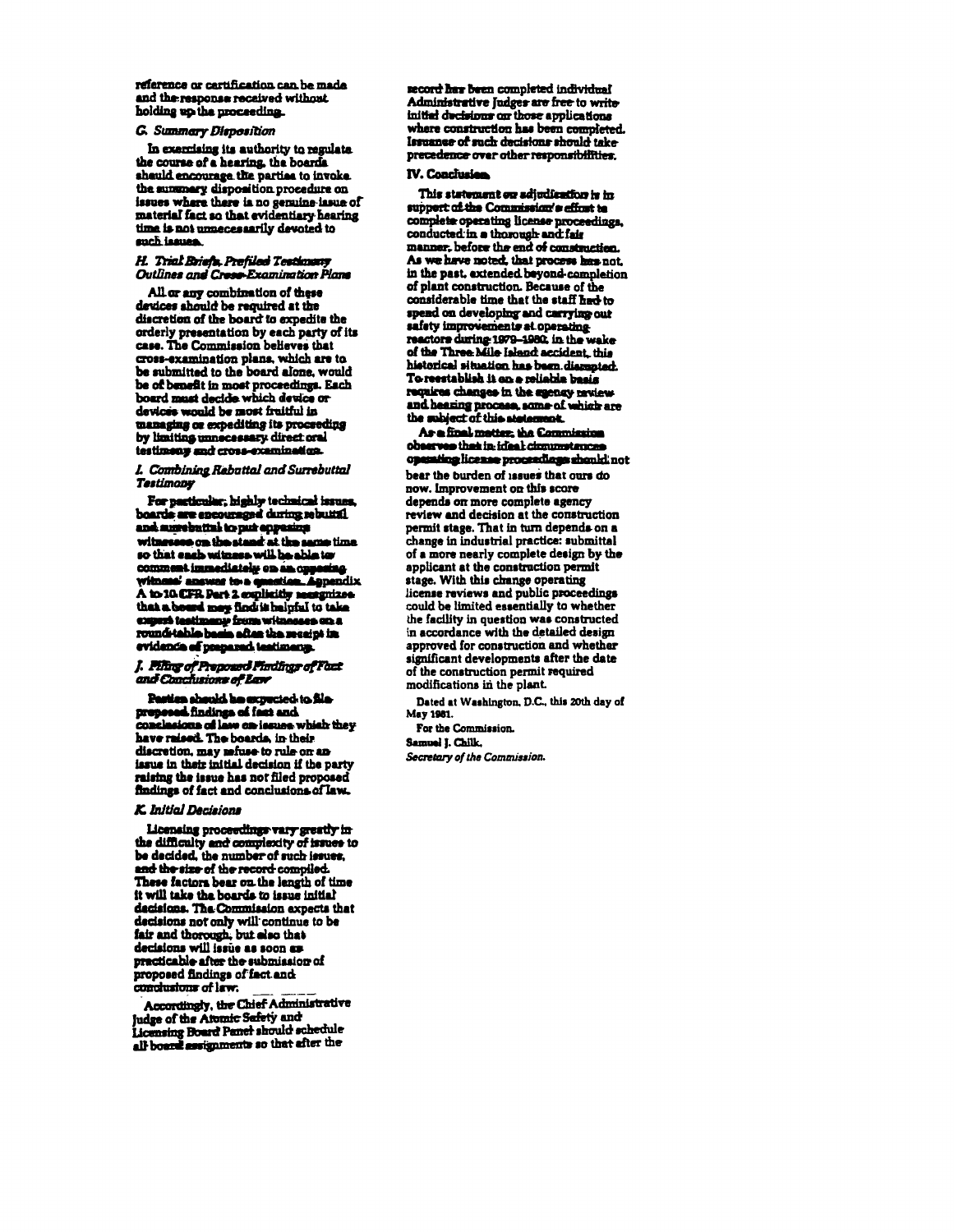reference or certification can be made and the response received without holding up the proceeding.

### G. Summary Disposition

In exercising its authority to regulate the course of a hearing, the boards should encourage the parties to invoke the summary disposition procedure on issues where there is no genuine issue of material fact so that evidentiary hearing time is not unnecessarily devoted to such issues.

### H. Trial Briefs, Prefiled Testimony Outlines and Cross-Examination Plans

All or any combination of these devices should be required at the discretion of the board to expedite the orderly presentation by each party of its case. The Commission believes that cross-examination plans, which are to be submitted to the board alone, would be of benefit in most proceedings. Each board must decide which device or devices would be most fruitful in managing or expediting its proceeding by limiting unnecessary direct oral testimony and cross-examination.

### I. Combining Rebuttal and Surrebuttal Testimony

For particular, highly technical issues, boards are encouraged during rebuttal and surrebuttal to put opposing witnesses on the stand at the same time so that each witness will be able to comment immediately on an opposing witness' answer to a question. Appendix A to 10 CFR Part 2 explicitly recognizes that a board may find it helpful to take expert testimony from witnesses on a round-table basis after the receipt in evidence of prepared testimony.

### J. Filing of Proposed Findings of Fact and Conclusions of Law

Parties should be expected to file proposed findings of fact and conclusions of law on issues which they have raised. The boards, in their discretion, may refuse to rule on an issue in their initial decision if the party raising the issue has not filed proposed findings of fact and conclusions of law.

### K. Initial Decisions

Licensing proceedings vary greatly in the difficulty and complexity of issues to be decided, the number of such issues, and the size of the record compiled. These factors bear on the length of time it will take the boards to issue initial decisions. The Commission expects that decisions not only will continue to be fair and thorough, but also that decisions will issue as soon as practicable after the submission of proposed findings of fact and conclusions of law.

Accordingly, the Chief Administrative Judge of the Atomic Safety and Licensing Board Panel should schedule all board assignments so that after the record has been completed individual Administrative Judges are free to write initial decisions on those applications where construction has been completed. Issuance of such decisions should take precedence over other responsibilities.

## IV. Conclusion

This statement on adjudication is in support of the Commission's effort to complete operating license proceedings, conducted in a thorough and fair manner, before the end of construction. As we have noted, that process has not, in the past, extended beyond completion of plant construction. Because of the considerable time that the staff had to spend on developing and carrying out safety improvements at operating reactors during 1979–1980, in the wake of the Three Mile Island accident, this historical situation has been disrupted. To reestablish it on a reliable basis requires changes in the agency review and hearing process, some of which are the subject of this statement.

As a final matter, the Commission observes that in ideal circumstances operating license proceedings should not bear the burden of issues that ours do now. Improvement on this score depends on more complete agency review and decision at the construction permit stage. That in turn depends on a change in industrial practice: submittal of a more nearly complete design by the applicant at the construction permit stage. With this change operating license reviews and public proceedings could be limited essentially to whether the facility in question was constructed in accordance with the detailed design approved for construction and whether significant developments after the date of the construction permit required modifications in the plant.

Dated at Washington, D.C., this 20th day of May 1981.

For the Commission.

Samuel J. Chilk,

*Secretary of the Commission.*